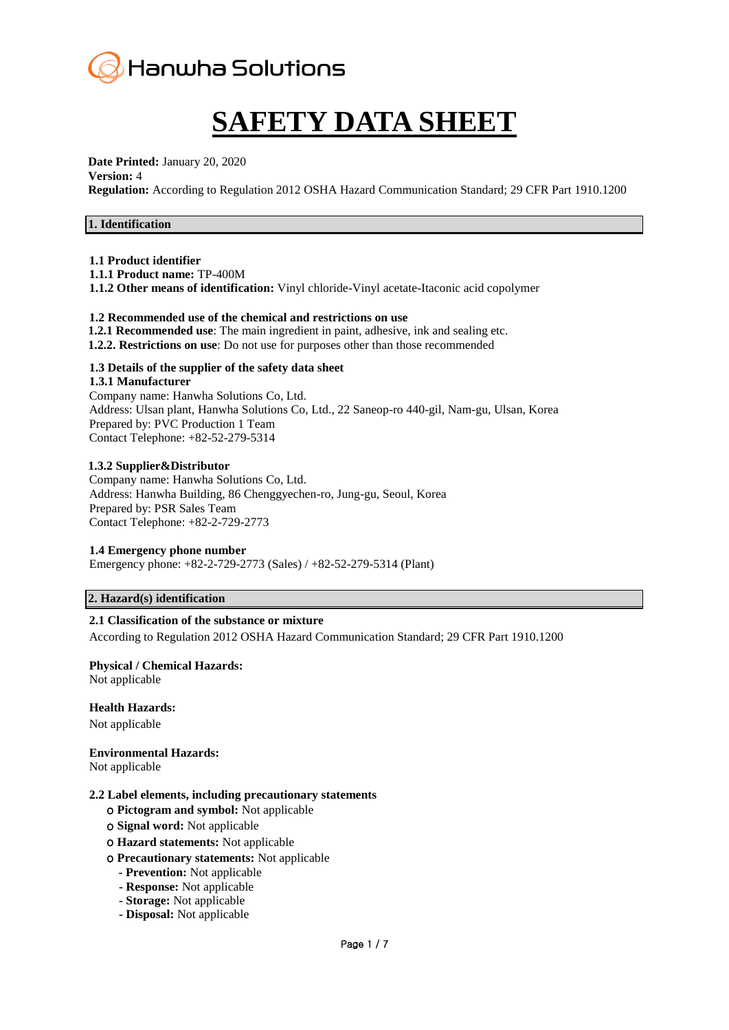Hanwha Solutions

# SAFETY DATA SHEET

**Date Printed:** January 20, 2020
**Version:** 4
**Regulation:** According to Regulation 2012 OSHA Hazard Communication Standard; 29 CFR Part 1910.1200

## 1. Identification

**1.1 Product identifier**
**1.1.1 Product name:** TP-400M
**1.1.2 Other means of identification:** Vinyl chloride-Vinyl acetate-Itaconic acid copolymer

**1.2 Recommended use of the chemical and restrictions on use**
**1.2.1 Recommended use**: The main ingredient in paint, adhesive, ink and sealing etc.
**1.2.2. Restrictions on use**: Do not use for purposes other than those recommended

**1.3 Details of the supplier of the safety data sheet**
**1.3.1 Manufacturer**
Company name: Hanwha Solutions Co, Ltd.
Address: Ulsan plant, Hanwha Solutions Co, Ltd., 22 Saneop-ro 440-gil, Nam-gu, Ulsan, Korea
Prepared by: PVC Production 1 Team
Contact Telephone: +82-52-279-5314

**1.3.2 Supplier&Distributor**
Company name: Hanwha Solutions Co, Ltd.
Address: Hanwha Building, 86 Chenggyechen-ro, Jung-gu, Seoul, Korea
Prepared by: PSR Sales Team
Contact Telephone: +82-2-729-2773

**1.4 Emergency phone number**
Emergency phone: +82-2-729-2773 (Sales) / +82-52-279-5314 (Plant)

## 2. Hazard(s) identification

**2.1 Classification of the substance or mixture**
According to Regulation 2012 OSHA Hazard Communication Standard; 29 CFR Part 1910.1200

**Physical / Chemical Hazards:**
Not applicable

**Health Hazards:**
Not applicable

**Environmental Hazards:**
Not applicable

**2.2 Label elements, including precautionary statements**
- **Pictogram and symbol:** Not applicable
- **Signal word:** Not applicable
- **Hazard statements:** Not applicable
- **Precautionary statements:** Not applicable
  - **Prevention:** Not applicable
  - **Response:** Not applicable
  - **Storage:** Not applicable
  - **Disposal:** Not applicable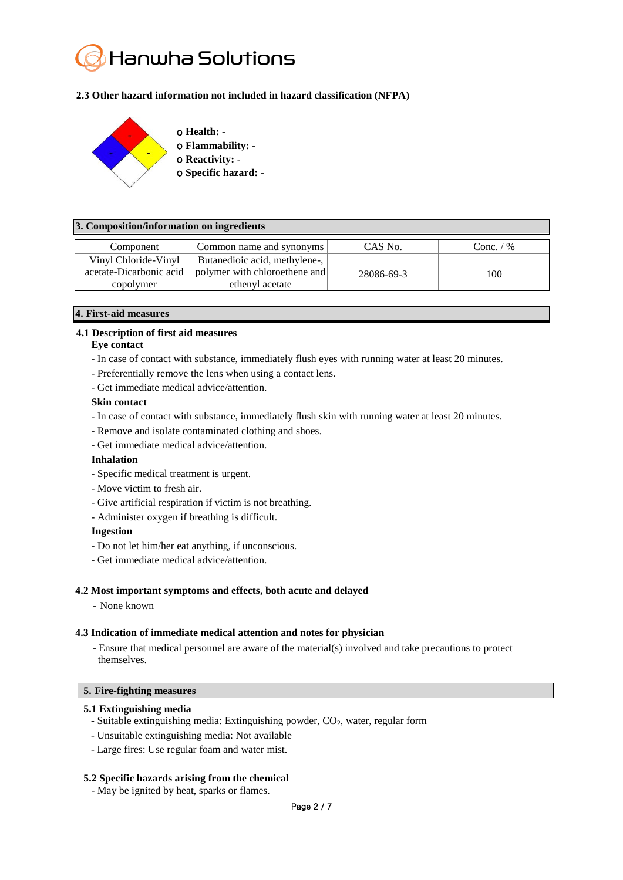### 2.3 Other hazard information not included in hazard classification (NFPA)

- **Health:** -
- **Flammability:** -
- **Reactivity:** -
- **Specific hazard:** -

## 3. Composition/information on ingredients

| Component | Common name and synonyms | CAS No. | Conc. / % |
|---|---|---|---|
| Vinyl Chloride-Vinyl acetate-Dicarbonic acid copolymer | Butanedioic acid, methylene-, polymer with chloroethene and ethenyl acetate | 28086-69-3 | 100 |

## 4. First-aid measures

### 4.1 Description of first aid measures

**Eye contact**

- In case of contact with substance, immediately flush eyes with running water at least 20 minutes.
- Preferentially remove the lens when using a contact lens.
- Get immediate medical advice/attention.

**Skin contact**

- In case of contact with substance, immediately flush skin with running water at least 20 minutes.
- Remove and isolate contaminated clothing and shoes.
- Get immediate medical advice/attention.

**Inhalation**

- Specific medical treatment is urgent.
- Move victim to fresh air.
- Give artificial respiration if victim is not breathing.
- Administer oxygen if breathing is difficult.

**Ingestion**

- Do not let him/her eat anything, if unconscious.
- Get immediate medical advice/attention.

### 4.2 Most important symptoms and effects, both acute and delayed

- None known

### 4.3 Indication of immediate medical attention and notes for physician

- Ensure that medical personnel are aware of the material(s) involved and take precautions to protect themselves.

## 5. Fire-fighting measures

### 5.1 Extinguishing media

- Suitable extinguishing media: Extinguishing powder, $CO_2$, water, regular form
- Unsuitable extinguishing media: Not available
- Large fires: Use regular foam and water mist.

### 5.2 Specific hazards arising from the chemical

- May be ignited by heat, sparks or flames.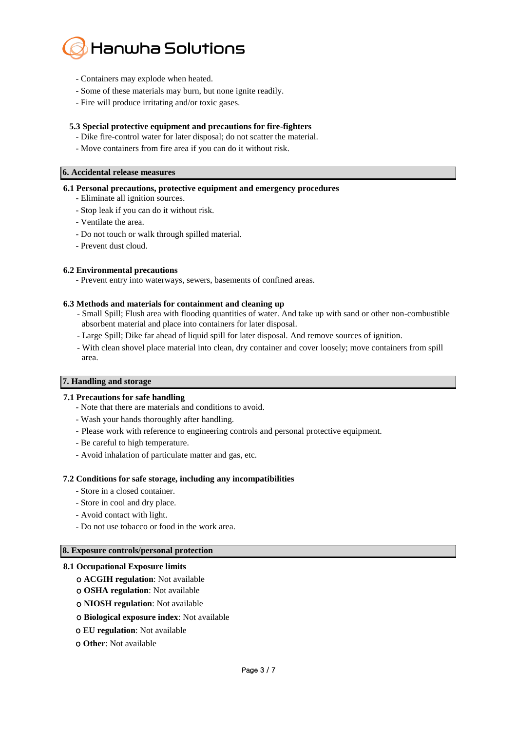- Containers may explode when heated.
- Some of these materials may burn, but none ignite readily.
- Fire will produce irritating and/or toxic gases.

### 5.3 Special protective equipment and precautions for fire-fighters

- Dike fire-control water for later disposal; do not scatter the material.
- Move containers from fire area if you can do it without risk.

## 6. Accidental release measures

### 6.1 Personal precautions, protective equipment and emergency procedures

- Eliminate all ignition sources.
- Stop leak if you can do it without risk.
- Ventilate the area.
- Do not touch or walk through spilled material.
- Prevent dust cloud.

### 6.2 Environmental precautions

- Prevent entry into waterways, sewers, basements of confined areas.

### 6.3 Methods and materials for containment and cleaning up

- Small Spill; Flush area with flooding quantities of water. And take up with sand or other non-combustible absorbent material and place into containers for later disposal.
- Large Spill; Dike far ahead of liquid spill for later disposal. And remove sources of ignition.
- With clean shovel place material into clean, dry container and cover loosely; move containers from spill area.

## 7. Handling and storage

### 7.1 Precautions for safe handling

- Note that there are materials and conditions to avoid.
- Wash your hands thoroughly after handling.
- Please work with reference to engineering controls and personal protective equipment.
- Be careful to high temperature.
- Avoid inhalation of particulate matter and gas, etc.

### 7.2 Conditions for safe storage, including any incompatibilities

- Store in a closed container.
- Store in cool and dry place.
- Avoid contact with light.
- Do not use tobacco or food in the work area.

## 8. Exposure controls/personal protection

### 8.1 Occupational Exposure limits

- ο **ACGIH regulation**: Not available
- ο **OSHA regulation**: Not available
- ο **NIOSH regulation**: Not available
- ο **Biological exposure index**: Not available
- ο **EU regulation**: Not available
- ο **Other**: Not available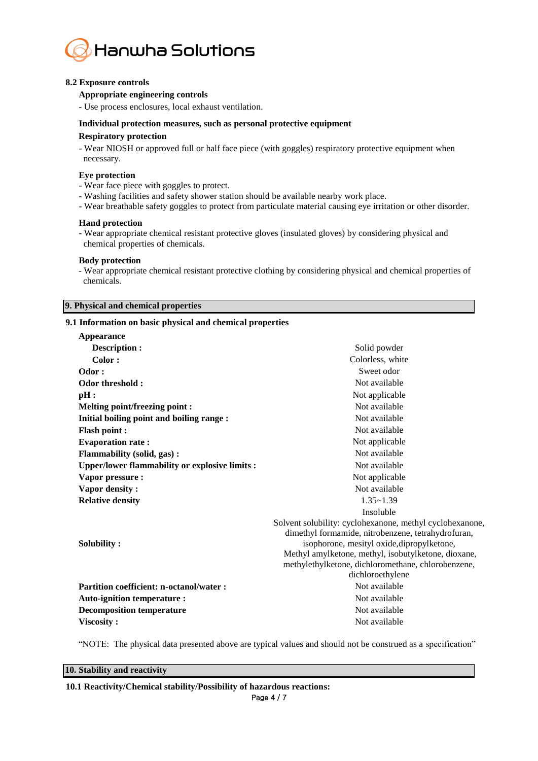### 8.2 Exposure controls

**Appropriate engineering controls**

- Use process enclosures, local exhaust ventilation.

**Individual protection measures, such as personal protective equipment**

**Respiratory protection**

- Wear NIOSH or approved full or half face piece (with goggles) respiratory protective equipment when necessary.

**Eye protection**

- Wear face piece with goggles to protect.
- Washing facilities and safety shower station should be available nearby work place.
- Wear breathable safety goggles to protect from particulate material causing eye irritation or other disorder.

**Hand protection**

- Wear appropriate chemical resistant protective gloves (insulated gloves) by considering physical and chemical properties of chemicals.

**Body protection**

- Wear appropriate chemical resistant protective clothing by considering physical and chemical properties of chemicals.

## 9. Physical and chemical properties

### 9.1 Information on basic physical and chemical properties

| Property | Value |
| --- | --- |
| **Appearance** | |
| **Description :** | Solid powder |
| **Color :** | Colorless, white |
| **Odor :** | Sweet odor |
| **Odor threshold :** | Not available |
| **pH :** | Not applicable |
| **Melting point/freezing point :** | Not available |
| **Initial boiling point and boiling range :** | Not available |
| **Flash point :** | Not available |
| **Evaporation rate :** | Not applicable |
| **Flammability (solid, gas) :** | Not available |
| **Upper/lower flammability or explosive limits :** | Not available |
| **Vapor pressure :** | Not applicable |
| **Vapor density :** | Not available |
| **Relative density** | 1.35~1.39 |
| **Solubility :** | Insoluble<br>Solvent solubility: cyclohexanone, methyl cyclohexanone, dimethyl formamide, nitrobenzene, tetrahydrofuran, isophorone, mesityl oxide,dipropylketone, Methyl amylketone, methyl, isobutylketone, dioxane, methylethylketone, dichloromethane, chlorobenzene, dichloroethylene |
| **Partition coefficient: n-octanol/water :** | Not available |
| **Auto-ignition temperature :** | Not available |
| **Decomposition temperature** | Not available |
| **Viscosity :** | Not available |

"NOTE: The physical data presented above are typical values and should not be construed as a specification"

## 10. Stability and reactivity

### 10.1 Reactivity/Chemical stability/Possibility of hazardous reactions: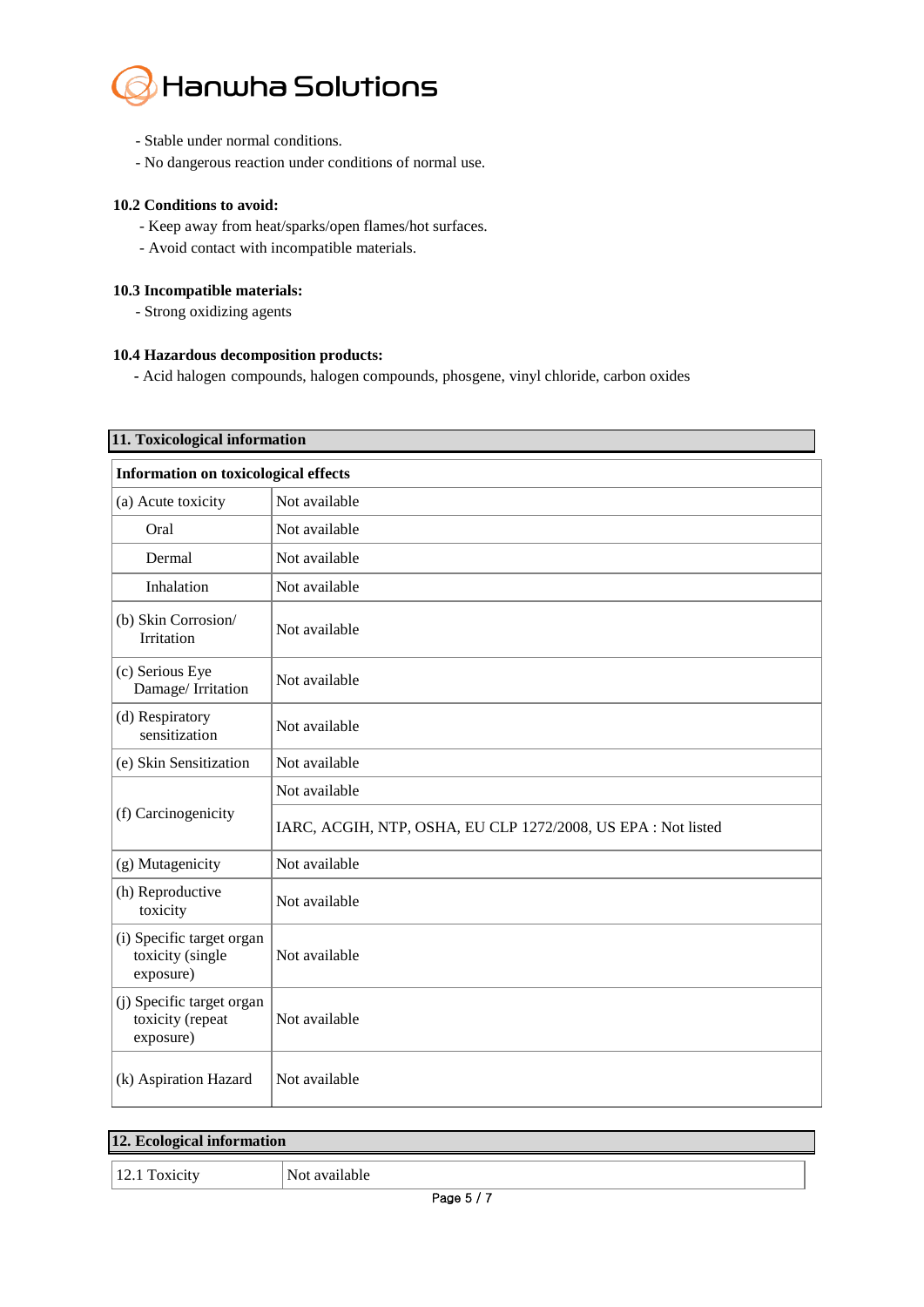- Stable under normal conditions.
- No dangerous reaction under conditions of normal use.

**10.2 Conditions to avoid:**

- Keep away from heat/sparks/open flames/hot surfaces.
- Avoid contact with incompatible materials.

**10.3 Incompatible materials:**

- Strong oxidizing agents

**10.4 Hazardous decomposition products:**

- Acid halogen compounds, halogen compounds, phosgene, vinyl chloride, carbon oxides

## 11. Toxicological information

| Information on toxicological effects | |
|---|---|
| (a) Acute toxicity | Not available |
| Oral | Not available |
| Dermal | Not available |
| Inhalation | Not available |
| (b) Skin Corrosion/ Irritation | Not available |
| (c) Serious Eye Damage/ Irritation | Not available |
| (d) Respiratory sensitization | Not available |
| (e) Skin Sensitization | Not available |
| (f) Carcinogenicity | Not available |
| | IARC, ACGIH, NTP, OSHA, EU CLP 1272/2008, US EPA : Not listed |
| (g) Mutagenicity | Not available |
| (h) Reproductive toxicity | Not available |
| (i) Specific target organ toxicity (single exposure) | Not available |
| (j) Specific target organ toxicity (repeat exposure) | Not available |
| (k) Aspiration Hazard | Not available |

## 12. Ecological information

| 12.1 Toxicity | Not available |
|---|---|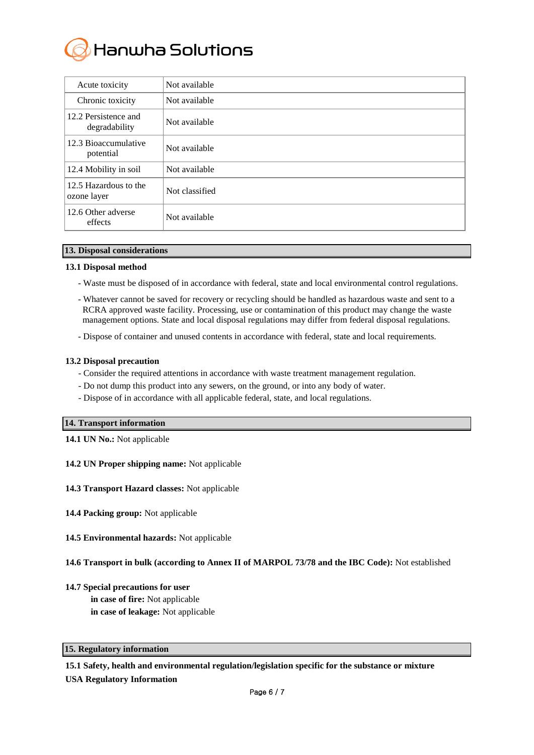| Acute toxicity | Not available |
|---|---|
| Chronic toxicity | Not available |
| 12.2 Persistence and degradability | Not available |
| 12.3 Bioaccumulative potential | Not available |
| 12.4 Mobility in soil | Not available |
| 12.5 Hazardous to the ozone layer | Not classified |
| 12.6 Other adverse effects | Not available |

## 13. Disposal considerations

**13.1 Disposal method**

- Waste must be disposed of in accordance with federal, state and local environmental control regulations.
- Whatever cannot be saved for recovery or recycling should be handled as hazardous waste and sent to a RCRA approved waste facility. Processing, use or contamination of this product may change the waste management options. State and local disposal regulations may differ from federal disposal regulations.
- Dispose of container and unused contents in accordance with federal, state and local requirements.

**13.2 Disposal precaution**

- Consider the required attentions in accordance with waste treatment management regulation.
- Do not dump this product into any sewers, on the ground, or into any body of water.
- Dispose of in accordance with all applicable federal, state, and local regulations.

## 14. Transport information

**14.1 UN No.:** Not applicable

**14.2 UN Proper shipping name:** Not applicable

**14.3 Transport Hazard classes:** Not applicable

**14.4 Packing group:** Not applicable

**14.5 Environmental hazards:** Not applicable

**14.6 Transport in bulk (according to Annex II of MARPOL 73/78 and the IBC Code):** Not established

**14.7 Special precautions for user**

**in case of fire:** Not applicable

**in case of leakage:** Not applicable

## 15. Regulatory information

**15.1 Safety, health and environmental regulation/legislation specific for the substance or mixture**

**USA Regulatory Information**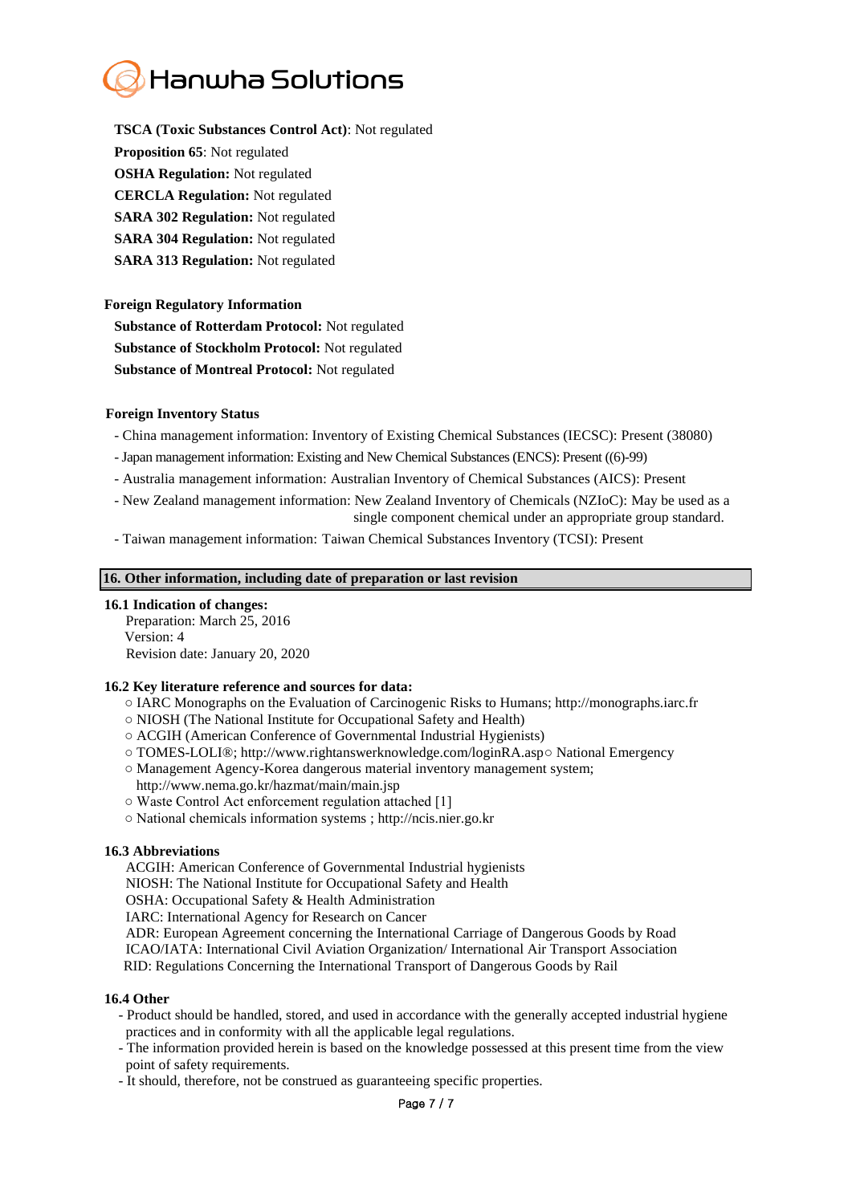**TSCA (Toxic Substances Control Act)**: Not regulated
**Proposition 65**: Not regulated
**OSHA Regulation:** Not regulated
**CERCLA Regulation:** Not regulated
**SARA 302 Regulation:** Not regulated
**SARA 304 Regulation:** Not regulated
**SARA 313 Regulation:** Not regulated

**Foreign Regulatory Information**

**Substance of Rotterdam Protocol:** Not regulated
**Substance of Stockholm Protocol:** Not regulated
**Substance of Montreal Protocol:** Not regulated

**Foreign Inventory Status**

- China management information: Inventory of Existing Chemical Substances (IECSC): Present (38080)
- Japan management information: Existing and New Chemical Substances (ENCS): Present ((6)-99)
- Australia management information: Australian Inventory of Chemical Substances (AICS): Present
- New Zealand management information: New Zealand Inventory of Chemicals (NZIoC): May be used as a single component chemical under an appropriate group standard.
- Taiwan management information: Taiwan Chemical Substances Inventory (TCSI): Present

## 16. Other information, including date of preparation or last revision

### 16.1 Indication of changes:

Preparation: March 25, 2016
Version: 4
Revision date: January 20, 2020

### 16.2 Key literature reference and sources for data:

○ IARC Monographs on the Evaluation of Carcinogenic Risks to Humans; http://monographs.iarc.fr
○ NIOSH (The National Institute for Occupational Safety and Health)
○ ACGIH (American Conference of Governmental Industrial Hygienists)
○ TOMES-LOLI®; http://www.rightanswerknowledge.com/loginRA.asp○ National Emergency
○ Management Agency-Korea dangerous material inventory management system; http://www.nema.go.kr/hazmat/main/main.jsp
○ Waste Control Act enforcement regulation attached [1]
○ National chemicals information systems ; http://ncis.nier.go.kr

### 16.3 Abbreviations

ACGIH: American Conference of Governmental Industrial hygienists
NIOSH: The National Institute for Occupational Safety and Health
OSHA: Occupational Safety & Health Administration
IARC: International Agency for Research on Cancer
ADR: European Agreement concerning the International Carriage of Dangerous Goods by Road
ICAO/IATA: International Civil Aviation Organization/ International Air Transport Association
RID: Regulations Concerning the International Transport of Dangerous Goods by Rail

### 16.4 Other

- Product should be handled, stored, and used in accordance with the generally accepted industrial hygiene practices and in conformity with all the applicable legal regulations.
- The information provided herein is based on the knowledge possessed at this present time from the view point of safety requirements.
- It should, therefore, not be construed as guaranteeing specific properties.